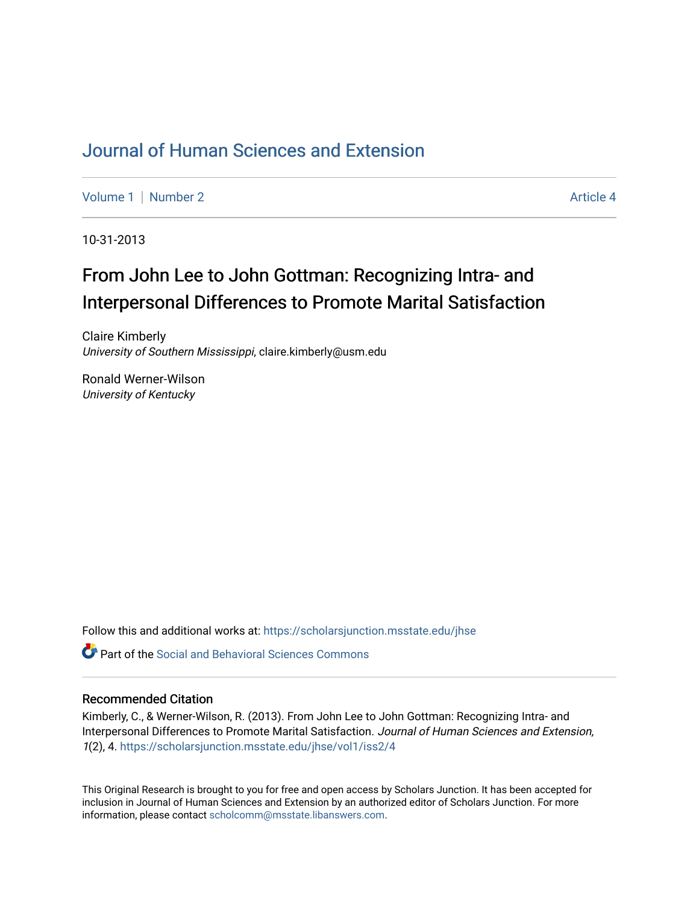# Journal of Human Sciences and Extension

Volume 1 | Number 2 Article 4

10-31-2013

## From John Lee to John Gottman: Recognizing Intra- and Interpersonal Differences to Promote Marital Satisfaction

Claire Kimberly
*University of Southern Mississippi*, claire.kimberly@usm.edu

Ronald Werner-Wilson
*University of Kentucky*

Follow this and additional works at: https://scholarsjunction.msstate.edu/jhse

Part of the Social and Behavioral Sciences Commons

### Recommended Citation

Kimberly, C., & Werner-Wilson, R. (2013). From John Lee to John Gottman: Recognizing Intra- and Interpersonal Differences to Promote Marital Satisfaction. *Journal of Human Sciences and Extension, 1*(2), 4. https://scholarsjunction.msstate.edu/jhse/vol1/iss2/4

This Original Research is brought to you for free and open access by Scholars Junction. It has been accepted for inclusion in Journal of Human Sciences and Extension by an authorized editor of Scholars Junction. For more information, please contact scholcomm@msstate.libanswers.com.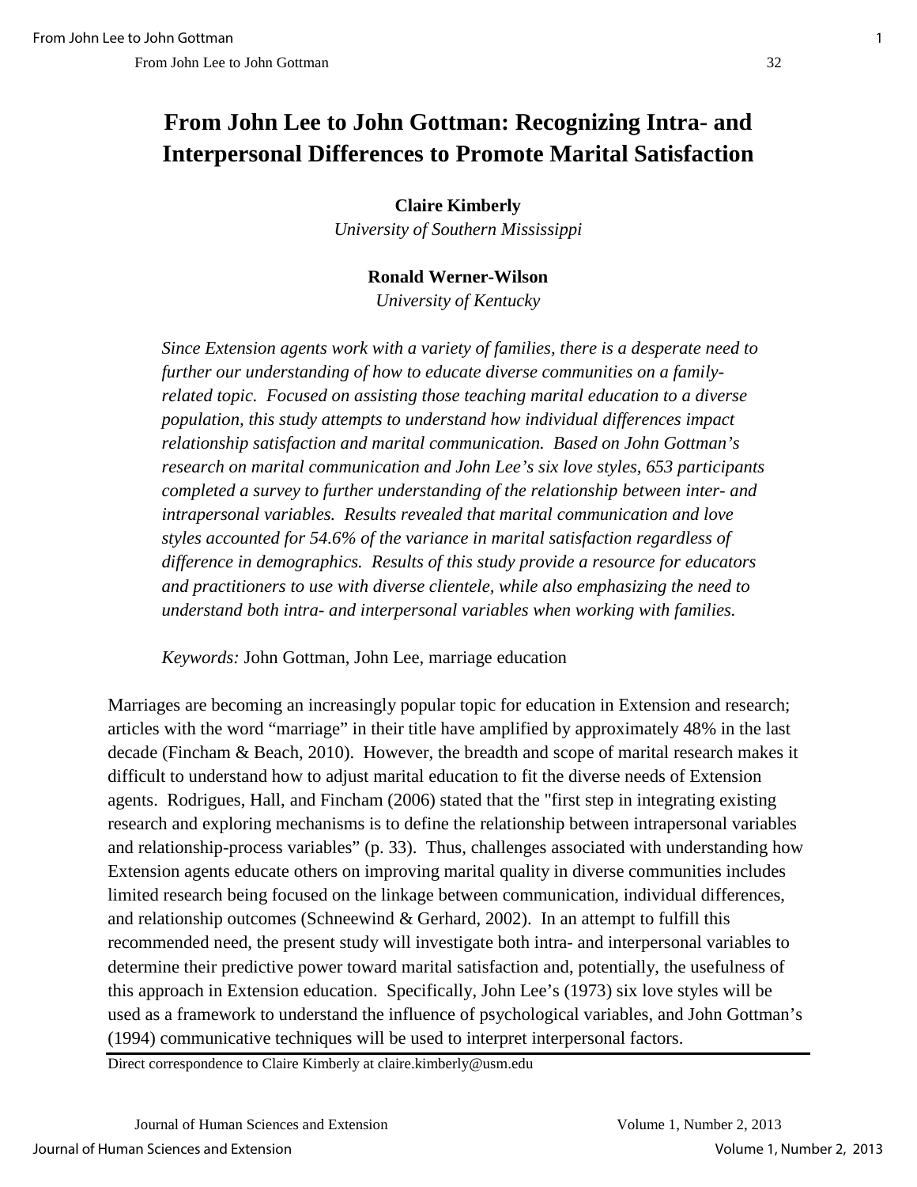# From John Lee to John Gottman: Recognizing Intra- and Interpersonal Differences to Promote Marital Satisfaction

**Claire Kimberly**
*University of Southern Mississippi*

**Ronald Werner-Wilson**
*University of Kentucky*

*Since Extension agents work with a variety of families, there is a desperate need to further our understanding of how to educate diverse communities on a family-related topic. Focused on assisting those teaching marital education to a diverse population, this study attempts to understand how individual differences impact relationship satisfaction and marital communication. Based on John Gottman's research on marital communication and John Lee's six love styles, 653 participants completed a survey to further understanding of the relationship between inter- and intrapersonal variables. Results revealed that marital communication and love styles accounted for 54.6% of the variance in marital satisfaction regardless of difference in demographics. Results of this study provide a resource for educators and practitioners to use with diverse clientele, while also emphasizing the need to understand both intra- and interpersonal variables when working with families.*

*Keywords:* John Gottman, John Lee, marriage education

Marriages are becoming an increasingly popular topic for education in Extension and research; articles with the word "marriage" in their title have amplified by approximately 48% in the last decade (Fincham & Beach, 2010). However, the breadth and scope of marital research makes it difficult to understand how to adjust marital education to fit the diverse needs of Extension agents. Rodrigues, Hall, and Fincham (2006) stated that the "first step in integrating existing research and exploring mechanisms is to define the relationship between intrapersonal variables and relationship-process variables" (p. 33). Thus, challenges associated with understanding how Extension agents educate others on improving marital quality in diverse communities includes limited research being focused on the linkage between communication, individual differences, and relationship outcomes (Schneewind & Gerhard, 2002). In an attempt to fulfill this recommended need, the present study will investigate both intra- and interpersonal variables to determine their predictive power toward marital satisfaction and, potentially, the usefulness of this approach in Extension education. Specifically, John Lee's (1973) six love styles will be used as a framework to understand the influence of psychological variables, and John Gottman's (1994) communicative techniques will be used to interpret interpersonal factors.

Direct correspondence to Claire Kimberly at claire.kimberly@usm.edu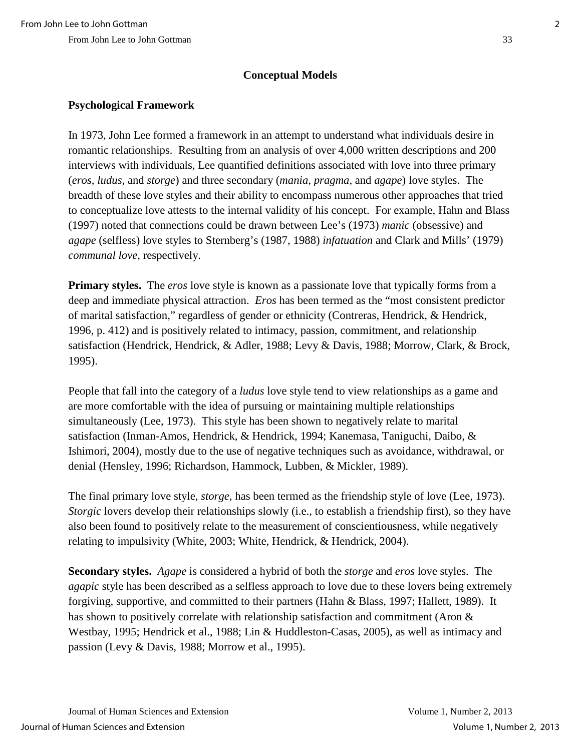## Conceptual Models

### Psychological Framework

In 1973, John Lee formed a framework in an attempt to understand what individuals desire in romantic relationships. Resulting from an analysis of over 4,000 written descriptions and 200 interviews with individuals, Lee quantified definitions associated with love into three primary (*eros, ludus,* and *storge*) and three secondary (*mania, pragma,* and *agape*) love styles. The breadth of these love styles and their ability to encompass numerous other approaches that tried to conceptualize love attests to the internal validity of his concept. For example, Hahn and Blass (1997) noted that connections could be drawn between Lee's (1973) *manic* (obsessive) and *agape* (selfless) love styles to Sternberg's (1987, 1988) *infatuation* and Clark and Mills' (1979) *communal love,* respectively.

**Primary styles.** The *eros* love style is known as a passionate love that typically forms from a deep and immediate physical attraction. *Eros* has been termed as the "most consistent predictor of marital satisfaction," regardless of gender or ethnicity (Contreras, Hendrick, & Hendrick, 1996, p. 412) and is positively related to intimacy, passion, commitment, and relationship satisfaction (Hendrick, Hendrick, & Adler, 1988; Levy & Davis, 1988; Morrow, Clark, & Brock, 1995).

People that fall into the category of a *ludus* love style tend to view relationships as a game and are more comfortable with the idea of pursuing or maintaining multiple relationships simultaneously (Lee, 1973). This style has been shown to negatively relate to marital satisfaction (Inman-Amos, Hendrick, & Hendrick, 1994; Kanemasa, Taniguchi, Daibo, & Ishimori, 2004), mostly due to the use of negative techniques such as avoidance, withdrawal, or denial (Hensley, 1996; Richardson, Hammock, Lubben, & Mickler, 1989).

The final primary love style, *storge*, has been termed as the friendship style of love (Lee, 1973). *Storgic* lovers develop their relationships slowly (i.e., to establish a friendship first), so they have also been found to positively relate to the measurement of conscientiousness, while negatively relating to impulsivity (White, 2003; White, Hendrick, & Hendrick, 2004).

**Secondary styles.** *Agape* is considered a hybrid of both the *storge* and *eros* love styles. The *agapic* style has been described as a selfless approach to love due to these lovers being extremely forgiving, supportive, and committed to their partners (Hahn & Blass, 1997; Hallett, 1989). It has shown to positively correlate with relationship satisfaction and commitment (Aron & Westbay, 1995; Hendrick et al., 1988; Lin & Huddleston-Casas, 2005), as well as intimacy and passion (Levy & Davis, 1988; Morrow et al., 1995).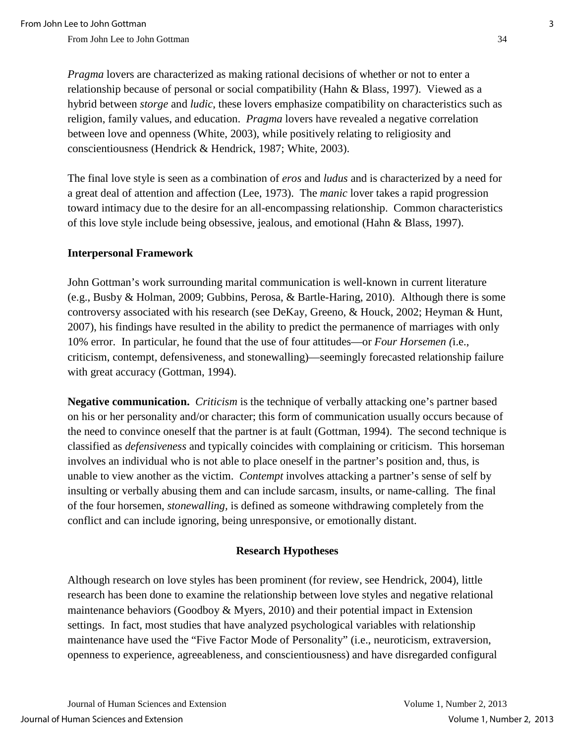*Pragma* lovers are characterized as making rational decisions of whether or not to enter a relationship because of personal or social compatibility (Hahn & Blass, 1997). Viewed as a hybrid between *storge* and *ludic*, these lovers emphasize compatibility on characteristics such as religion, family values, and education. *Pragma* lovers have revealed a negative correlation between love and openness (White, 2003), while positively relating to religiosity and conscientiousness (Hendrick & Hendrick, 1987; White, 2003).

The final love style is seen as a combination of *eros* and *ludus* and is characterized by a need for a great deal of attention and affection (Lee, 1973). The *manic* lover takes a rapid progression toward intimacy due to the desire for an all-encompassing relationship. Common characteristics of this love style include being obsessive, jealous, and emotional (Hahn & Blass, 1997).

### Interpersonal Framework

John Gottman's work surrounding marital communication is well-known in current literature (e.g., Busby & Holman, 2009; Gubbins, Perosa, & Bartle-Haring, 2010). Although there is some controversy associated with his research (see DeKay, Greeno, & Houck, 2002; Heyman & Hunt, 2007), his findings have resulted in the ability to predict the permanence of marriages with only 10% error. In particular, he found that the use of four attitudes—or *Four Horsemen (*i.e., criticism, contempt, defensiveness, and stonewalling)—seemingly forecasted relationship failure with great accuracy (Gottman, 1994).

**Negative communication.** *Criticism* is the technique of verbally attacking one's partner based on his or her personality and/or character; this form of communication usually occurs because of the need to convince oneself that the partner is at fault (Gottman, 1994). The second technique is classified as *defensiveness* and typically coincides with complaining or criticism. This horseman involves an individual who is not able to place oneself in the partner's position and, thus, is unable to view another as the victim. *Contempt* involves attacking a partner's sense of self by insulting or verbally abusing them and can include sarcasm, insults, or name-calling. The final of the four horsemen, *stonewalling,* is defined as someone withdrawing completely from the conflict and can include ignoring, being unresponsive, or emotionally distant.

## Research Hypotheses

Although research on love styles has been prominent (for review, see Hendrick, 2004), little research has been done to examine the relationship between love styles and negative relational maintenance behaviors (Goodboy & Myers, 2010) and their potential impact in Extension settings. In fact, most studies that have analyzed psychological variables with relationship maintenance have used the "Five Factor Mode of Personality" (i.e., neuroticism, extraversion, openness to experience, agreeableness, and conscientiousness) and have disregarded configural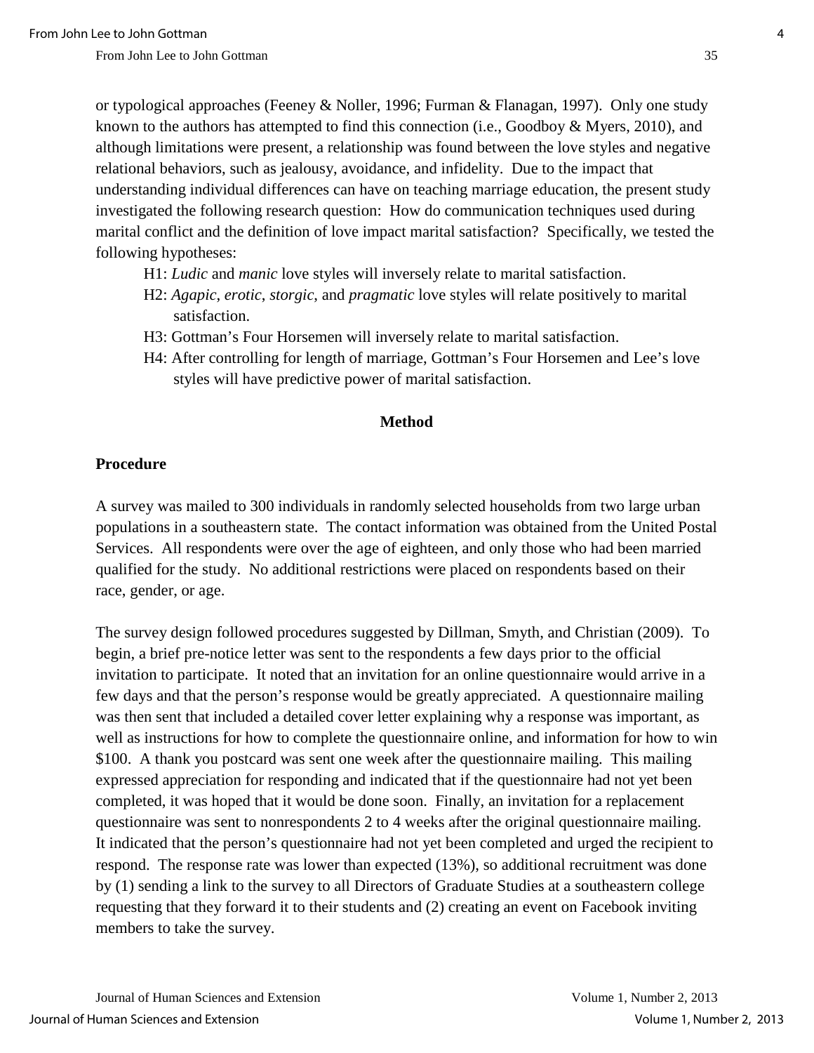or typological approaches (Feeney & Noller, 1996; Furman & Flanagan, 1997). Only one study known to the authors has attempted to find this connection (i.e., Goodboy & Myers, 2010), and although limitations were present, a relationship was found between the love styles and negative relational behaviors, such as jealousy, avoidance, and infidelity. Due to the impact that understanding individual differences can have on teaching marriage education, the present study investigated the following research question: How do communication techniques used during marital conflict and the definition of love impact marital satisfaction? Specifically, we tested the following hypotheses:

H1: *Ludic* and *manic* love styles will inversely relate to marital satisfaction.

H2: *Agapic*, *erotic*, *storgic*, and *pragmatic* love styles will relate positively to marital satisfaction.

H3: Gottman's Four Horsemen will inversely relate to marital satisfaction.

H4: After controlling for length of marriage, Gottman's Four Horsemen and Lee's love styles will have predictive power of marital satisfaction.

## Method

### Procedure

A survey was mailed to 300 individuals in randomly selected households from two large urban populations in a southeastern state. The contact information was obtained from the United Postal Services. All respondents were over the age of eighteen, and only those who had been married qualified for the study. No additional restrictions were placed on respondents based on their race, gender, or age.

The survey design followed procedures suggested by Dillman, Smyth, and Christian (2009). To begin, a brief pre-notice letter was sent to the respondents a few days prior to the official invitation to participate. It noted that an invitation for an online questionnaire would arrive in a few days and that the person's response would be greatly appreciated. A questionnaire mailing was then sent that included a detailed cover letter explaining why a response was important, as well as instructions for how to complete the questionnaire online, and information for how to win $100. A thank you postcard was sent one week after the questionnaire mailing. This mailing expressed appreciation for responding and indicated that if the questionnaire had not yet been completed, it was hoped that it would be done soon. Finally, an invitation for a replacement questionnaire was sent to nonrespondents 2 to 4 weeks after the original questionnaire mailing. It indicated that the person's questionnaire had not yet been completed and urged the recipient to respond. The response rate was lower than expected (13%), so additional recruitment was done by (1) sending a link to the survey to all Directors of Graduate Studies at a southeastern college requesting that they forward it to their students and (2) creating an event on Facebook inviting members to take the survey.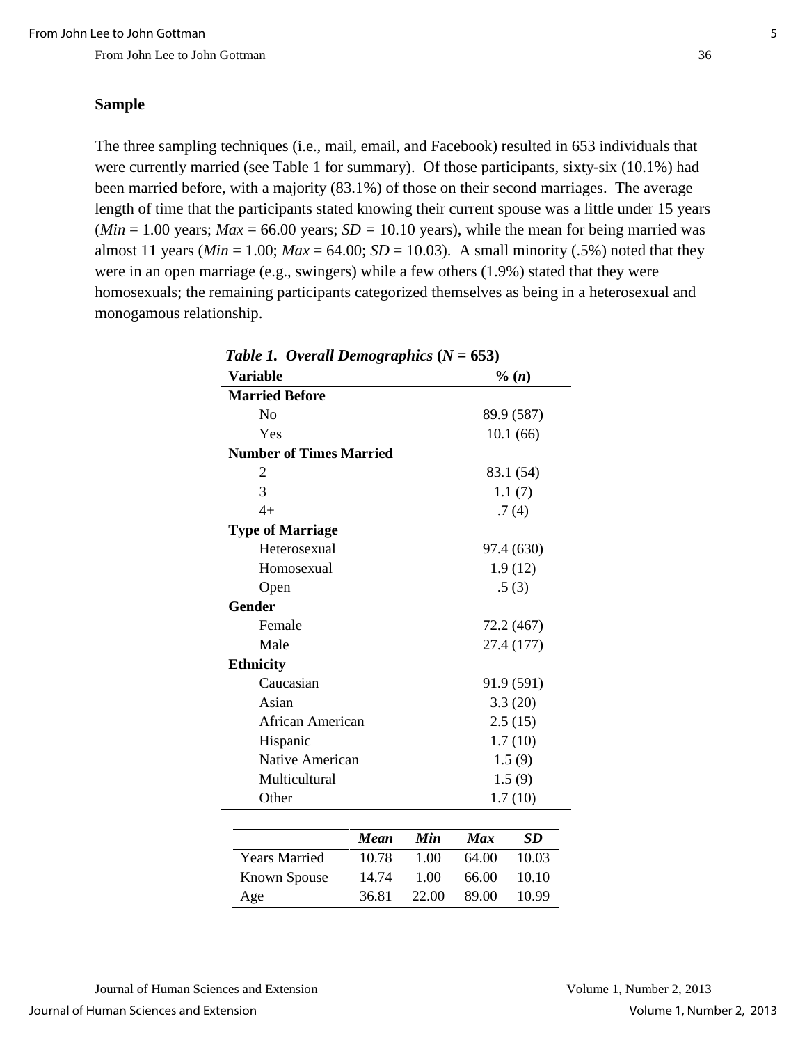## Sample

The three sampling techniques (i.e., mail, email, and Facebook) resulted in 653 individuals that were currently married (see Table 1 for summary). Of those participants, sixty-six (10.1%) had been married before, with a majority (83.1%) of those on their second marriages. The average length of time that the participants stated knowing their current spouse was a little under 15 years (*Min* = 1.00 years; *Max* = 66.00 years; *SD* = 10.10 years), while the mean for being married was almost 11 years (*Min* = 1.00; *Max* = 64.00; *SD* = 10.03). A small minority (.5%) noted that they were in an open marriage (e.g., swingers) while a few others (1.9%) stated that they were homosexuals; the remaining participants categorized themselves as being in a heterosexual and monogamous relationship.

***Table 1. Overall Demographics* (*N* = 653)**

| Variable | % (*n*) |
|---|---|
| **Married Before** | |
| No | 89.9 (587) |
| Yes | 10.1 (66) |
| **Number of Times Married** | |
| 2 | 83.1 (54) |
| 3 | 1.1 (7) |
| 4+ | .7 (4) |
| **Type of Marriage** | |
| Heterosexual | 97.4 (630) |
| Homosexual | 1.9 (12) |
| Open | .5 (3) |
| **Gender** | |
| Female | 72.2 (467) |
| Male | 27.4 (177) |
| **Ethnicity** | |
| Caucasian | 91.9 (591) |
| Asian | 3.3 (20) |
| African American | 2.5 (15) |
| Hispanic | 1.7 (10) |
| Native American | 1.5 (9) |
| Multicultural | 1.5 (9) |
| Other | 1.7 (10) |

| | *Mean* | *Min* | *Max* | *SD* |
|---|---|---|---|---|
| Years Married | 10.78 | 1.00 | 64.00 | 10.03 |
| Known Spouse | 14.74 | 1.00 | 66.00 | 10.10 |
| Age | 36.81 | 22.00 | 89.00 | 10.99 |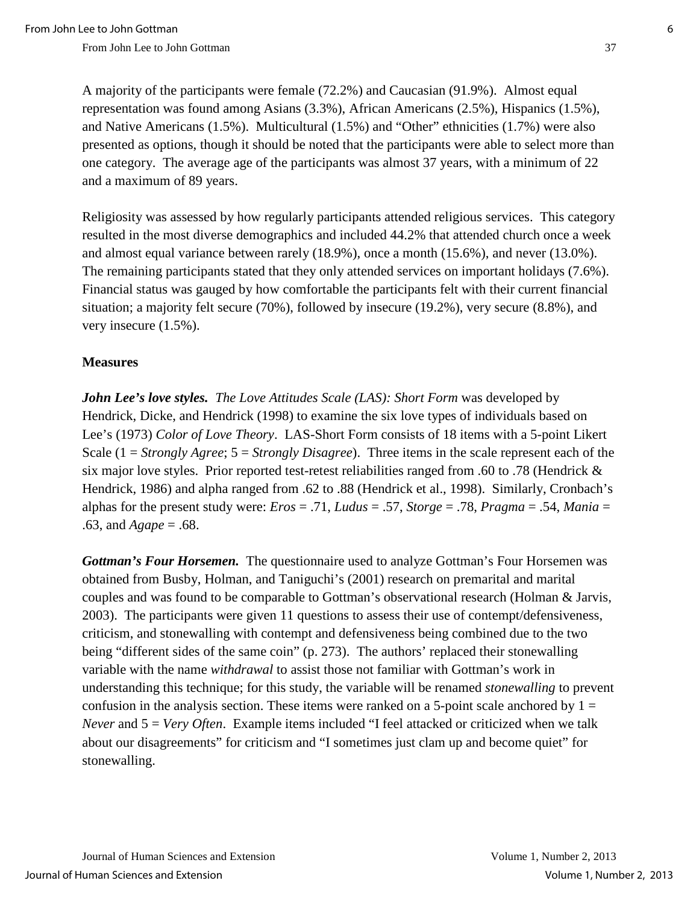A majority of the participants were female (72.2%) and Caucasian (91.9%). Almost equal representation was found among Asians (3.3%), African Americans (2.5%), Hispanics (1.5%), and Native Americans (1.5%). Multicultural (1.5%) and "Other" ethnicities (1.7%) were also presented as options, though it should be noted that the participants were able to select more than one category. The average age of the participants was almost 37 years, with a minimum of 22 and a maximum of 89 years.

Religiosity was assessed by how regularly participants attended religious services. This category resulted in the most diverse demographics and included 44.2% that attended church once a week and almost equal variance between rarely (18.9%), once a month (15.6%), and never (13.0%). The remaining participants stated that they only attended services on important holidays (7.6%). Financial status was gauged by how comfortable the participants felt with their current financial situation; a majority felt secure (70%), followed by insecure (19.2%), very secure (8.8%), and very insecure (1.5%).

**Measures**

***John Lee's love styles.*** *The Love Attitudes Scale (LAS): Short Form* was developed by Hendrick, Dicke, and Hendrick (1998) to examine the six love types of individuals based on Lee's (1973) *Color of Love Theory*. LAS-Short Form consists of 18 items with a 5-point Likert Scale (1 = *Strongly Agree*; 5 = *Strongly Disagree*). Three items in the scale represent each of the six major love styles. Prior reported test-retest reliabilities ranged from .60 to .78 (Hendrick & Hendrick, 1986) and alpha ranged from .62 to .88 (Hendrick et al., 1998). Similarly, Cronbach's alphas for the present study were: *Eros* = .71, *Ludus* = .57, *Storge* = .78, *Pragma* = .54, *Mania* = .63, and *Agape* = .68.

***Gottman's Four Horsemen.*** The questionnaire used to analyze Gottman's Four Horsemen was obtained from Busby, Holman, and Taniguchi's (2001) research on premarital and marital couples and was found to be comparable to Gottman's observational research (Holman & Jarvis, 2003). The participants were given 11 questions to assess their use of contempt/defensiveness, criticism, and stonewalling with contempt and defensiveness being combined due to the two being "different sides of the same coin" (p. 273). The authors' replaced their stonewalling variable with the name *withdrawal* to assist those not familiar with Gottman's work in understanding this technique; for this study, the variable will be renamed *stonewalling* to prevent confusion in the analysis section. These items were ranked on a 5-point scale anchored by 1 = *Never* and 5 = *Very Often*. Example items included "I feel attacked or criticized when we talk about our disagreements" for criticism and "I sometimes just clam up and become quiet" for stonewalling.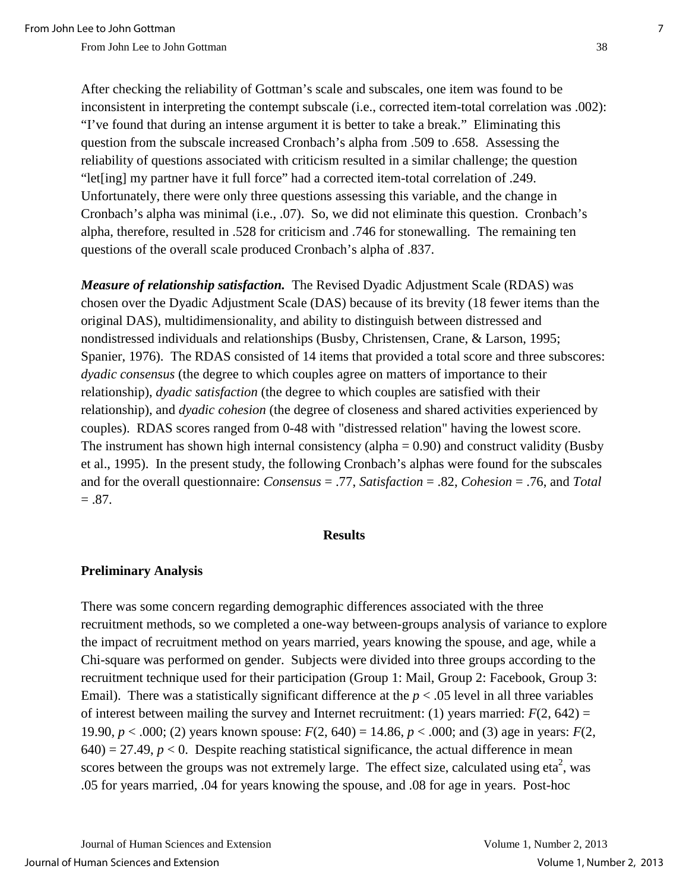After checking the reliability of Gottman's scale and subscales, one item was found to be inconsistent in interpreting the contempt subscale (i.e., corrected item-total correlation was .002): "I've found that during an intense argument it is better to take a break." Eliminating this question from the subscale increased Cronbach's alpha from .509 to .658. Assessing the reliability of questions associated with criticism resulted in a similar challenge; the question "let[ing] my partner have it full force" had a corrected item-total correlation of .249. Unfortunately, there were only three questions assessing this variable, and the change in Cronbach's alpha was minimal (i.e., .07). So, we did not eliminate this question. Cronbach's alpha, therefore, resulted in .528 for criticism and .746 for stonewalling. The remaining ten questions of the overall scale produced Cronbach's alpha of .837.

***Measure of relationship satisfaction.*** The Revised Dyadic Adjustment Scale (RDAS) was chosen over the Dyadic Adjustment Scale (DAS) because of its brevity (18 fewer items than the original DAS), multidimensionality, and ability to distinguish between distressed and nondistressed individuals and relationships (Busby, Christensen, Crane, & Larson, 1995; Spanier, 1976). The RDAS consisted of 14 items that provided a total score and three subscores: *dyadic consensus* (the degree to which couples agree on matters of importance to their relationship), *dyadic satisfaction* (the degree to which couples are satisfied with their relationship), and *dyadic cohesion* (the degree of closeness and shared activities experienced by couples). RDAS scores ranged from 0-48 with "distressed relation" having the lowest score. The instrument has shown high internal consistency (alpha = 0.90) and construct validity (Busby et al., 1995). In the present study, the following Cronbach's alphas were found for the subscales and for the overall questionnaire: *Consensus* = .77, *Satisfaction* = .82, *Cohesion* = .76, and *Total* = .87.

## Results

### Preliminary Analysis

There was some concern regarding demographic differences associated with the three recruitment methods, so we completed a one-way between-groups analysis of variance to explore the impact of recruitment method on years married, years knowing the spouse, and age, while a Chi-square was performed on gender. Subjects were divided into three groups according to the recruitment technique used for their participation (Group 1: Mail, Group 2: Facebook, Group 3: Email). There was a statistically significant difference at the $p < .05$ level in all three variables of interest between mailing the survey and Internet recruitment: (1) years married: $F(2, 642) = 19.90$, $p < .000$; (2) years known spouse: $F(2, 640) = 14.86$, $p < .000$; and (3) age in years: $F(2, 640) = 27.49$, $p < 0$. Despite reaching statistical significance, the actual difference in mean scores between the groups was not extremely large. The effect size, calculated using $\text{eta}^2$, was .05 for years married, .04 for years knowing the spouse, and .08 for age in years. Post-hoc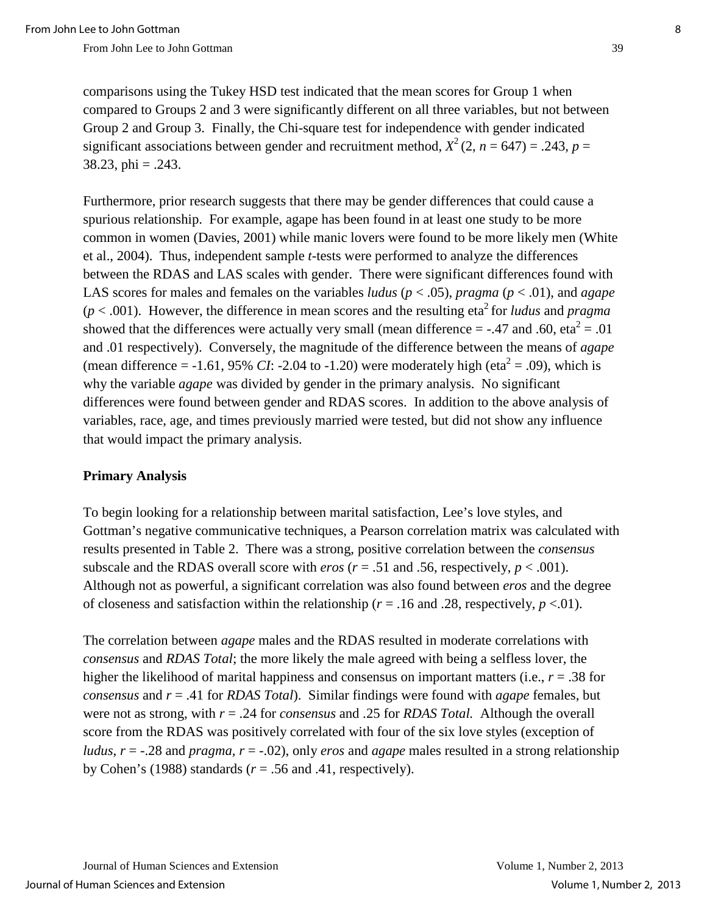comparisons using the Tukey HSD test indicated that the mean scores for Group 1 when compared to Groups 2 and 3 were significantly different on all three variables, but not between Group 2 and Group 3. Finally, the Chi-square test for independence with gender indicated significant associations between gender and recruitment method, $X^2$ (2, $n$ = 647) = .243, $p$ = 38.23, phi = .243.

Furthermore, prior research suggests that there may be gender differences that could cause a spurious relationship. For example, agape has been found in at least one study to be more common in women (Davies, 2001) while manic lovers were found to be more likely men (White et al., 2004). Thus, independent sample *t*-tests were performed to analyze the differences between the RDAS and LAS scales with gender. There were significant differences found with LAS scores for males and females on the variables *ludus* ($p < .05$), *pragma* ($p < .01$), and *agape* ($p < .001$). However, the difference in mean scores and the resulting eta$^2$ for *ludus* and *pragma* showed that the differences were actually very small (mean difference = -.47 and .60, eta$^2$ = .01 and .01 respectively). Conversely, the magnitude of the difference between the means of *agape* (mean difference = -1.61, 95% *CI*: -2.04 to -1.20) were moderately high (eta$^2$ = .09), which is why the variable *agape* was divided by gender in the primary analysis. No significant differences were found between gender and RDAS scores. In addition to the above analysis of variables, race, age, and times previously married were tested, but did not show any influence that would impact the primary analysis.

**Primary Analysis**

To begin looking for a relationship between marital satisfaction, Lee's love styles, and Gottman's negative communicative techniques, a Pearson correlation matrix was calculated with results presented in Table 2. There was a strong, positive correlation between the *consensus* subscale and the RDAS overall score with *eros* ($r$ = .51 and .56, respectively, $p < .001$). Although not as powerful, a significant correlation was also found between *eros* and the degree of closeness and satisfaction within the relationship ($r$ = .16 and .28, respectively, $p < .01$).

The correlation between *agape* males and the RDAS resulted in moderate correlations with *consensus* and *RDAS Total*; the more likely the male agreed with being a selfless lover, the higher the likelihood of marital happiness and consensus on important matters (i.e., $r$ = .38 for *consensus* and $r$ = .41 for *RDAS Total*). Similar findings were found with *agape* females, but were not as strong, with $r$ = .24 for *consensus* and .25 for *RDAS Total.* Although the overall score from the RDAS was positively correlated with four of the six love styles (exception of *ludus*, $r$ = -.28 and *pragma*, $r$ = -.02), only *eros* and *agape* males resulted in a strong relationship by Cohen's (1988) standards ($r$ = .56 and .41, respectively).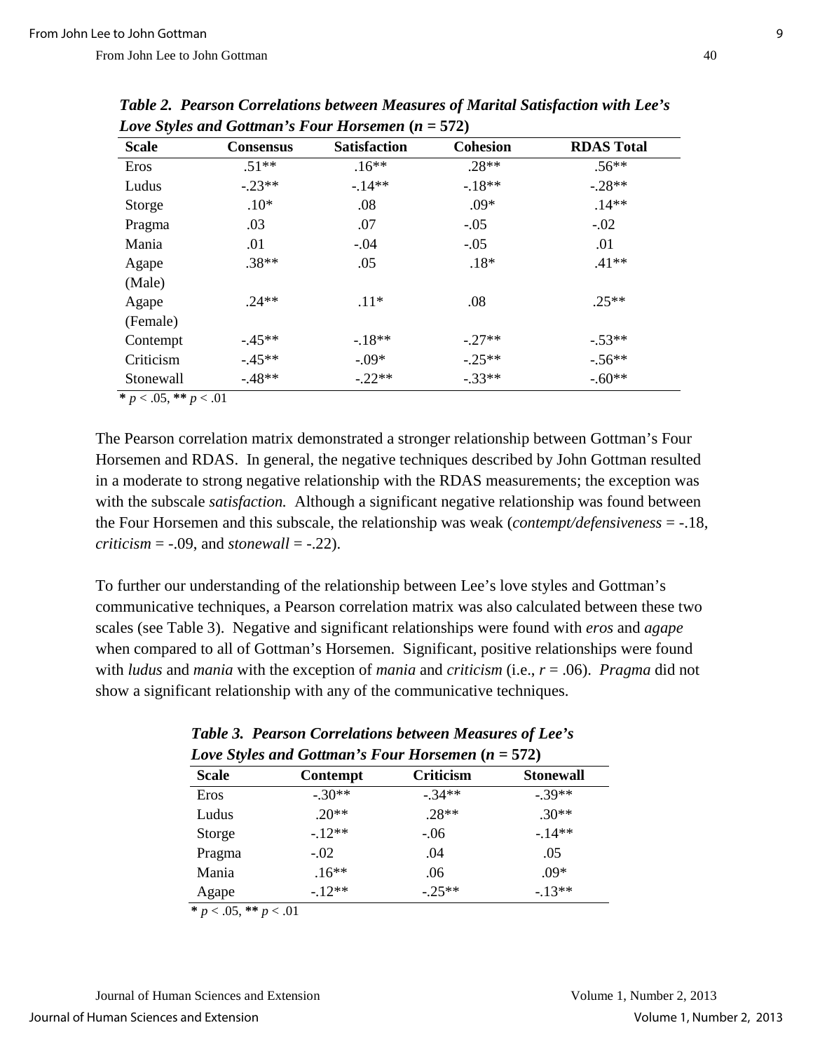***Table 2. Pearson Correlations between Measures of Marital Satisfaction with Lee's Love Styles and Gottman's Four Horsemen (n = 572)***

| Scale | Consensus | Satisfaction | Cohesion | RDAS Total |
|---|---|---|---|---|
| Eros | .51** | .16** | .28** | .56** |
| Ludus | -.23** | -.14** | -.18** | -.28** |
| Storge | .10* | .08 | .09* | .14** |
| Pragma | .03 | .07 | -.05 | -.02 |
| Mania | .01 | -.04 | -.05 | .01 |
| Agape (Male) | .38** | .05 | .18* | .41** |
| Agape (Female) | .24** | .11* | .08 | .25** |
| Contempt | -.45** | -.18** | -.27** | -.53** |
| Criticism | -.45** | -.09* | -.25** | -.56** |
| Stonewall | -.48** | -.22** | -.33** | -.60** |

**\*** $p < .05$, **\*\*** $p < .01$

The Pearson correlation matrix demonstrated a stronger relationship between Gottman's Four Horsemen and RDAS. In general, the negative techniques described by John Gottman resulted in a moderate to strong negative relationship with the RDAS measurements; the exception was with the subscale *satisfaction.* Although a significant negative relationship was found between the Four Horsemen and this subscale, the relationship was weak (*contempt/defensiveness* = -.18, *criticism* = -.09, and *stonewall* = -.22).

To further our understanding of the relationship between Lee's love styles and Gottman's communicative techniques, a Pearson correlation matrix was also calculated between these two scales (see Table 3). Negative and significant relationships were found with *eros* and *agape* when compared to all of Gottman's Horsemen. Significant, positive relationships were found with *ludus* and *mania* with the exception of *mania* and *criticism* (i.e., $r = .06$). *Pragma* did not show a significant relationship with any of the communicative techniques.

***Table 3. Pearson Correlations between Measures of Lee's Love Styles and Gottman's Four Horsemen (n = 572)***

| Scale | Contempt | Criticism | Stonewall |
|---|---|---|---|
| Eros | -.30** | -.34** | -.39** |
| Ludus | .20** | .28** | .30** |
| Storge | -.12** | -.06 | -.14** |
| Pragma | -.02 | .04 | .05 |
| Mania | .16** | .06 | .09* |
| Agape | -.12** | -.25** | -.13** |

**\*** $p < .05$, **\*\*** $p < .01$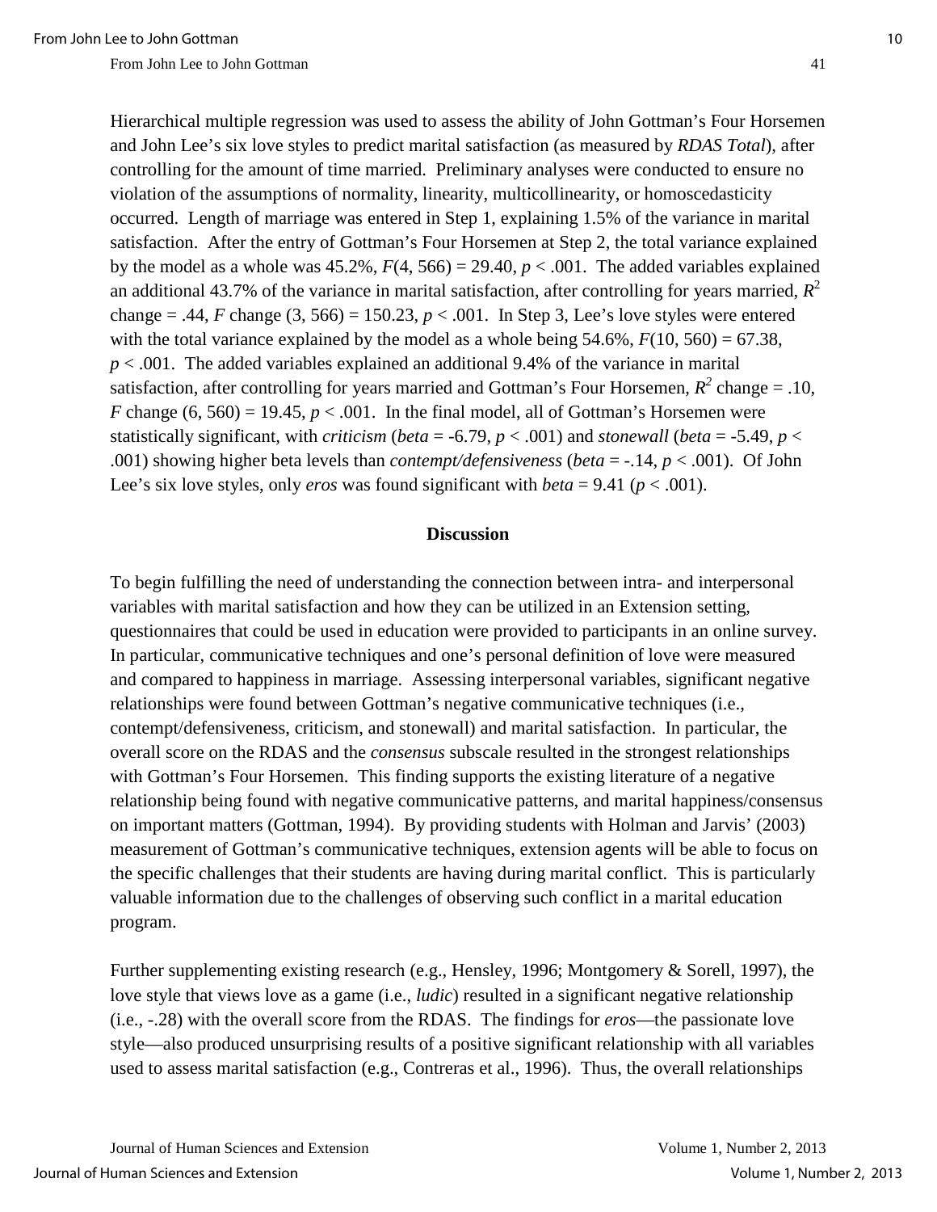Hierarchical multiple regression was used to assess the ability of John Gottman's Four Horsemen and John Lee's six love styles to predict marital satisfaction (as measured by *RDAS Total*), after controlling for the amount of time married. Preliminary analyses were conducted to ensure no violation of the assumptions of normality, linearity, multicollinearity, or homoscedasticity occurred. Length of marriage was entered in Step 1, explaining 1.5% of the variance in marital satisfaction. After the entry of Gottman's Four Horsemen at Step 2, the total variance explained by the model as a whole was 45.2%, $F(4, 566) = 29.40$, $p < .001$. The added variables explained an additional 43.7% of the variance in marital satisfaction, after controlling for years married, $R^2$ change = .44, $F$ change (3, 566) = 150.23, $p < .001$. In Step 3, Lee's love styles were entered with the total variance explained by the model as a whole being 54.6%, $F(10, 560) = 67.38$, $p < .001$. The added variables explained an additional 9.4% of the variance in marital satisfaction, after controlling for years married and Gottman's Four Horsemen, $R^2$ change = .10, $F$ change (6, 560) = 19.45, $p < .001$. In the final model, all of Gottman's Horsemen were statistically significant, with *criticism* (*beta* = -6.79, $p < .001$) and *stonewall* (*beta* = -5.49, $p < .001$) showing higher beta levels than *contempt/defensiveness* (*beta* = -.14, $p < .001$). Of John Lee's six love styles, only *eros* was found significant with *beta* = 9.41 ($p < .001$).

## Discussion

To begin fulfilling the need of understanding the connection between intra- and interpersonal variables with marital satisfaction and how they can be utilized in an Extension setting, questionnaires that could be used in education were provided to participants in an online survey. In particular, communicative techniques and one's personal definition of love were measured and compared to happiness in marriage. Assessing interpersonal variables, significant negative relationships were found between Gottman's negative communicative techniques (i.e., contempt/defensiveness, criticism, and stonewall) and marital satisfaction. In particular, the overall score on the RDAS and the *consensus* subscale resulted in the strongest relationships with Gottman's Four Horsemen. This finding supports the existing literature of a negative relationship being found with negative communicative patterns, and marital happiness/consensus on important matters (Gottman, 1994). By providing students with Holman and Jarvis' (2003) measurement of Gottman's communicative techniques, extension agents will be able to focus on the specific challenges that their students are having during marital conflict. This is particularly valuable information due to the challenges of observing such conflict in a marital education program.

Further supplementing existing research (e.g., Hensley, 1996; Montgomery & Sorell, 1997), the love style that views love as a game (i.e., *ludic*) resulted in a significant negative relationship (i.e., -.28) with the overall score from the RDAS. The findings for *eros*—the passionate love style—also produced unsurprising results of a positive significant relationship with all variables used to assess marital satisfaction (e.g., Contreras et al., 1996). Thus, the overall relationships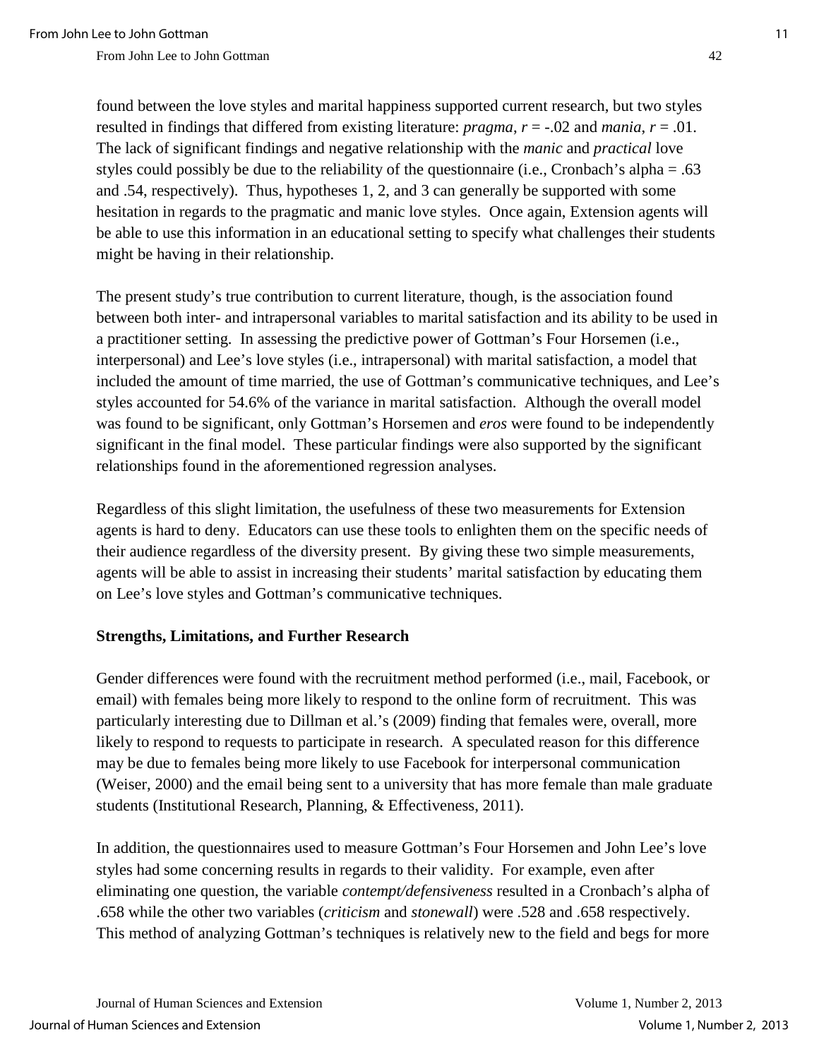found between the love styles and marital happiness supported current research, but two styles resulted in findings that differed from existing literature: *pragma*, $r = -.02$ and *mania*, $r = .01$. The lack of significant findings and negative relationship with the *manic* and *practical* love styles could possibly be due to the reliability of the questionnaire (i.e., Cronbach's alpha = .63 and .54, respectively). Thus, hypotheses 1, 2, and 3 can generally be supported with some hesitation in regards to the pragmatic and manic love styles. Once again, Extension agents will be able to use this information in an educational setting to specify what challenges their students might be having in their relationship.

The present study's true contribution to current literature, though, is the association found between both inter- and intrapersonal variables to marital satisfaction and its ability to be used in a practitioner setting. In assessing the predictive power of Gottman's Four Horsemen (i.e., interpersonal) and Lee's love styles (i.e., intrapersonal) with marital satisfaction, a model that included the amount of time married, the use of Gottman's communicative techniques, and Lee's styles accounted for 54.6% of the variance in marital satisfaction. Although the overall model was found to be significant, only Gottman's Horsemen and *eros* were found to be independently significant in the final model. These particular findings were also supported by the significant relationships found in the aforementioned regression analyses.

Regardless of this slight limitation, the usefulness of these two measurements for Extension agents is hard to deny. Educators can use these tools to enlighten them on the specific needs of their audience regardless of the diversity present. By giving these two simple measurements, agents will be able to assist in increasing their students' marital satisfaction by educating them on Lee's love styles and Gottman's communicative techniques.

### Strengths, Limitations, and Further Research

Gender differences were found with the recruitment method performed (i.e., mail, Facebook, or email) with females being more likely to respond to the online form of recruitment. This was particularly interesting due to Dillman et al.'s (2009) finding that females were, overall, more likely to respond to requests to participate in research. A speculated reason for this difference may be due to females being more likely to use Facebook for interpersonal communication (Weiser, 2000) and the email being sent to a university that has more female than male graduate students (Institutional Research, Planning, & Effectiveness, 2011).

In addition, the questionnaires used to measure Gottman's Four Horsemen and John Lee's love styles had some concerning results in regards to their validity. For example, even after eliminating one question, the variable *contempt/defensiveness* resulted in a Cronbach's alpha of .658 while the other two variables (*criticism* and *stonewall*) were .528 and .658 respectively. This method of analyzing Gottman's techniques is relatively new to the field and begs for more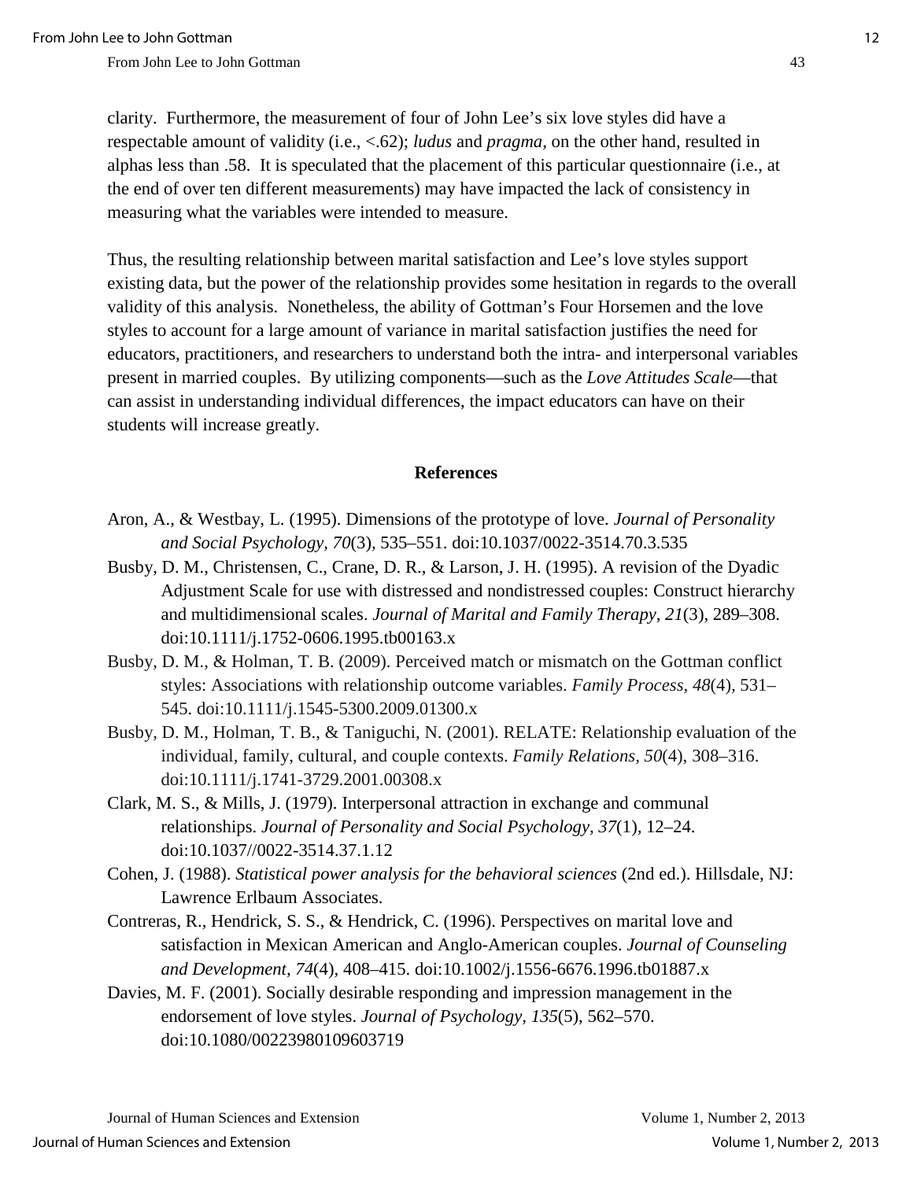clarity. Furthermore, the measurement of four of John Lee's six love styles did have a respectable amount of validity (i.e., <.62); *ludus* and *pragma*, on the other hand, resulted in alphas less than .58. It is speculated that the placement of this particular questionnaire (i.e., at the end of over ten different measurements) may have impacted the lack of consistency in measuring what the variables were intended to measure.

Thus, the resulting relationship between marital satisfaction and Lee's love styles support existing data, but the power of the relationship provides some hesitation in regards to the overall validity of this analysis. Nonetheless, the ability of Gottman's Four Horsemen and the love styles to account for a large amount of variance in marital satisfaction justifies the need for educators, practitioners, and researchers to understand both the intra- and interpersonal variables present in married couples. By utilizing components—such as the *Love Attitudes Scale*—that can assist in understanding individual differences, the impact educators can have on their students will increase greatly.

## References

Aron, A., & Westbay, L. (1995). Dimensions of the prototype of love. *Journal of Personality and Social Psychology, 70*(3), 535–551. doi:10.1037/0022-3514.70.3.535

Busby, D. M., Christensen, C., Crane, D. R., & Larson, J. H. (1995). A revision of the Dyadic Adjustment Scale for use with distressed and nondistressed couples: Construct hierarchy and multidimensional scales. *Journal of Marital and Family Therapy, 21*(3), 289–308. doi:10.1111/j.1752-0606.1995.tb00163.x

Busby, D. M., & Holman, T. B. (2009). Perceived match or mismatch on the Gottman conflict styles: Associations with relationship outcome variables. *Family Process, 48*(4), 531–545. doi:10.1111/j.1545-5300.2009.01300.x

Busby, D. M., Holman, T. B., & Taniguchi, N. (2001). RELATE: Relationship evaluation of the individual, family, cultural, and couple contexts. *Family Relations, 50*(4), 308–316. doi:10.1111/j.1741-3729.2001.00308.x

Clark, M. S., & Mills, J. (1979). Interpersonal attraction in exchange and communal relationships. *Journal of Personality and Social Psychology, 37*(1), 12–24. doi:10.1037//0022-3514.37.1.12

Cohen, J. (1988). *Statistical power analysis for the behavioral sciences* (2nd ed.). Hillsdale, NJ: Lawrence Erlbaum Associates.

Contreras, R., Hendrick, S. S., & Hendrick, C. (1996). Perspectives on marital love and satisfaction in Mexican American and Anglo-American couples. *Journal of Counseling and Development, 74*(4), 408–415. doi:10.1002/j.1556-6676.1996.tb01887.x

Davies, M. F. (2001). Socially desirable responding and impression management in the endorsement of love styles. *Journal of Psychology, 135*(5), 562–570. doi:10.1080/00223980109603719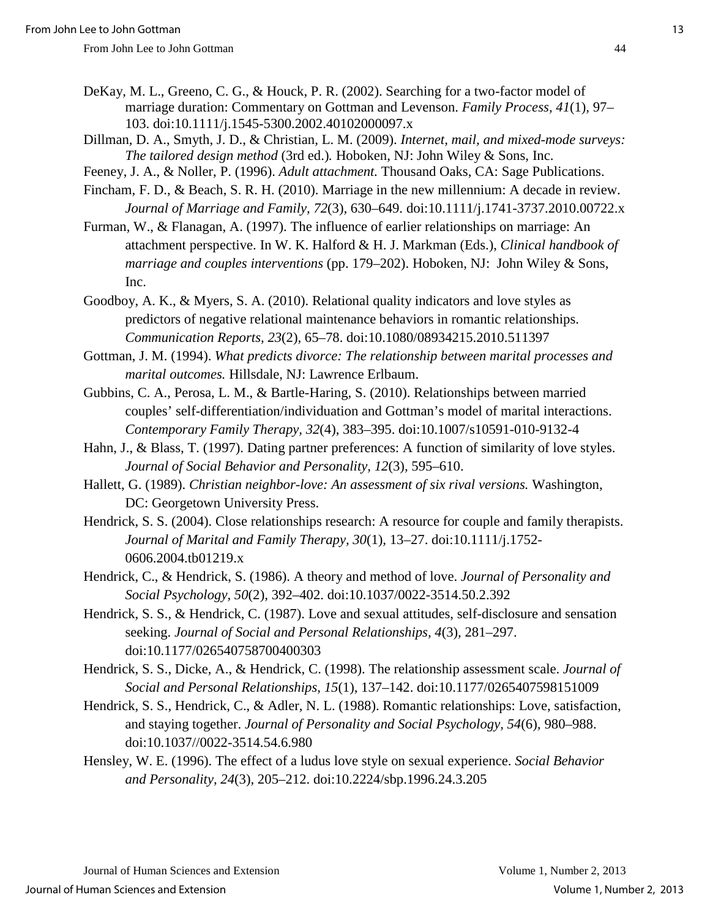DeKay, M. L., Greeno, C. G., & Houck, P. R. (2002). Searching for a two-factor model of marriage duration: Commentary on Gottman and Levenson. *Family Process, 41*(1), 97–103. doi:10.1111/j.1545-5300.2002.40102000097.x

Dillman, D. A., Smyth, J. D., & Christian, L. M. (2009). *Internet, mail, and mixed-mode surveys: The tailored design method* (3rd ed.). Hoboken, NJ: John Wiley & Sons, Inc.

Feeney, J. A., & Noller, P. (1996). *Adult attachment.* Thousand Oaks, CA: Sage Publications.

Fincham, F. D., & Beach, S. R. H. (2010). Marriage in the new millennium: A decade in review. *Journal of Marriage and Family, 72*(3), 630–649. doi:10.1111/j.1741-3737.2010.00722.x

Furman, W., & Flanagan, A. (1997). The influence of earlier relationships on marriage: An attachment perspective. In W. K. Halford & H. J. Markman (Eds.), *Clinical handbook of marriage and couples interventions* (pp. 179–202). Hoboken, NJ: John Wiley & Sons, Inc.

Goodboy, A. K., & Myers, S. A. (2010). Relational quality indicators and love styles as predictors of negative relational maintenance behaviors in romantic relationships. *Communication Reports, 23*(2), 65–78. doi:10.1080/08934215.2010.511397

Gottman, J. M. (1994). *What predicts divorce: The relationship between marital processes and marital outcomes.* Hillsdale, NJ: Lawrence Erlbaum.

Gubbins, C. A., Perosa, L. M., & Bartle-Haring, S. (2010). Relationships between married couples' self-differentiation/individuation and Gottman's model of marital interactions. *Contemporary Family Therapy, 32*(4), 383–395. doi:10.1007/s10591-010-9132-4

Hahn, J., & Blass, T. (1997). Dating partner preferences: A function of similarity of love styles. *Journal of Social Behavior and Personality, 12*(3), 595–610.

Hallett, G. (1989). *Christian neighbor-love: An assessment of six rival versions.* Washington, DC: Georgetown University Press.

Hendrick, S. S. (2004). Close relationships research: A resource for couple and family therapists. *Journal of Marital and Family Therapy, 30*(1), 13–27. doi:10.1111/j.1752-0606.2004.tb01219.x

Hendrick, C., & Hendrick, S. (1986). A theory and method of love. *Journal of Personality and Social Psychology, 50*(2), 392–402. doi:10.1037/0022-3514.50.2.392

Hendrick, S. S., & Hendrick, C. (1987). Love and sexual attitudes, self-disclosure and sensation seeking. *Journal of Social and Personal Relationships, 4*(3), 281–297. doi:10.1177/026540758700400303

Hendrick, S. S., Dicke, A., & Hendrick, C. (1998). The relationship assessment scale. *Journal of Social and Personal Relationships, 15*(1), 137–142. doi:10.1177/0265407598151009

Hendrick, S. S., Hendrick, C., & Adler, N. L. (1988). Romantic relationships: Love, satisfaction, and staying together. *Journal of Personality and Social Psychology, 54*(6), 980–988. doi:10.1037//0022-3514.54.6.980

Hensley, W. E. (1996). The effect of a ludus love style on sexual experience. *Social Behavior and Personality, 24*(3), 205–212. doi:10.2224/sbp.1996.24.3.205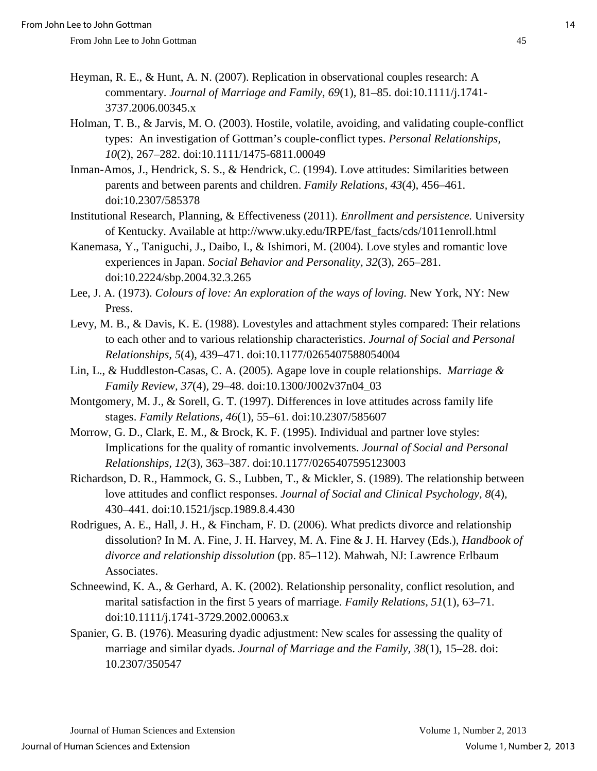Heyman, R. E., & Hunt, A. N. (2007). Replication in observational couples research: A commentary. *Journal of Marriage and Family, 69*(1), 81–85. doi:10.1111/j.1741-3737.2006.00345.x

Holman, T. B., & Jarvis, M. O. (2003). Hostile, volatile, avoiding, and validating couple-conflict types: An investigation of Gottman's couple-conflict types. *Personal Relationships, 10*(2), 267–282. doi:10.1111/1475-6811.00049

Inman-Amos, J., Hendrick, S. S., & Hendrick, C. (1994). Love attitudes: Similarities between parents and between parents and children. *Family Relations, 43*(4), 456–461. doi:10.2307/585378

Institutional Research, Planning, & Effectiveness (2011). *Enrollment and persistence.* University of Kentucky. Available at http://www.uky.edu/IRPE/fast_facts/cds/1011enroll.html

Kanemasa, Y., Taniguchi, J., Daibo, I., & Ishimori, M. (2004). Love styles and romantic love experiences in Japan. *Social Behavior and Personality, 32*(3), 265–281. doi:10.2224/sbp.2004.32.3.265

Lee, J. A. (1973). *Colours of love: An exploration of the ways of loving.* New York, NY: New Press.

Levy, M. B., & Davis, K. E. (1988). Lovestyles and attachment styles compared: Their relations to each other and to various relationship characteristics. *Journal of Social and Personal Relationships, 5*(4), 439–471. doi:10.1177/0265407588054004

Lin, L., & Huddleston-Casas, C. A. (2005). Agape love in couple relationships. *Marriage & Family Review, 37*(4), 29–48. doi:10.1300/J002v37n04_03

Montgomery, M. J., & Sorell, G. T. (1997). Differences in love attitudes across family life stages. *Family Relations, 46*(1), 55–61. doi:10.2307/585607

Morrow, G. D., Clark, E. M., & Brock, K. F. (1995). Individual and partner love styles: Implications for the quality of romantic involvements. *Journal of Social and Personal Relationships, 12*(3), 363–387. doi:10.1177/0265407595123003

Richardson, D. R., Hammock, G. S., Lubben, T., & Mickler, S. (1989). The relationship between love attitudes and conflict responses. *Journal of Social and Clinical Psychology, 8*(4), 430–441. doi:10.1521/jscp.1989.8.4.430

Rodrigues, A. E., Hall, J. H., & Fincham, F. D. (2006). What predicts divorce and relationship dissolution? In M. A. Fine, J. H. Harvey, M. A. Fine & J. H. Harvey (Eds.), *Handbook of divorce and relationship dissolution* (pp. 85–112). Mahwah, NJ: Lawrence Erlbaum Associates.

Schneewind, K. A., & Gerhard, A. K. (2002). Relationship personality, conflict resolution, and marital satisfaction in the first 5 years of marriage. *Family Relations, 51*(1), 63–71. doi:10.1111/j.1741-3729.2002.00063.x

Spanier, G. B. (1976). Measuring dyadic adjustment: New scales for assessing the quality of marriage and similar dyads. *Journal of Marriage and the Family, 38*(1), 15–28. doi: 10.2307/350547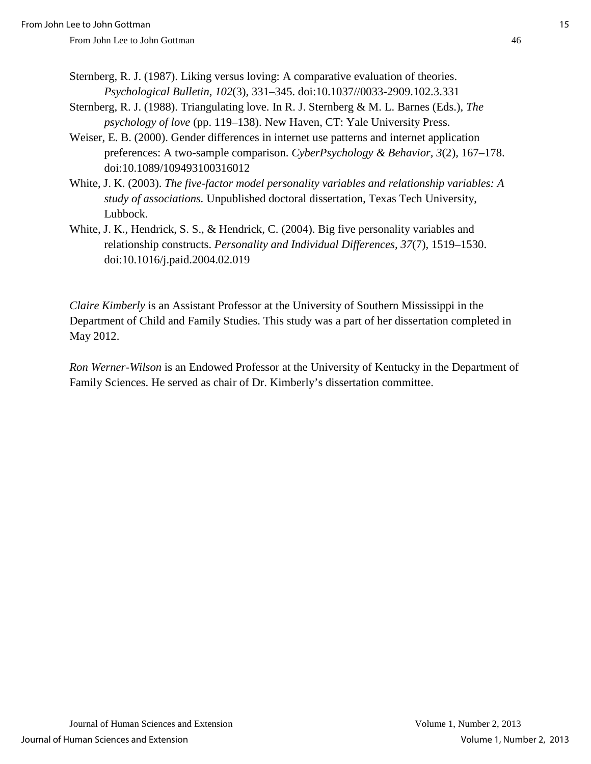Sternberg, R. J. (1987). Liking versus loving: A comparative evaluation of theories. *Psychological Bulletin, 102*(3), 331–345. doi:10.1037//0033-2909.102.3.331

Sternberg, R. J. (1988). Triangulating love. In R. J. Sternberg & M. L. Barnes (Eds.), *The psychology of love* (pp. 119–138). New Haven, CT: Yale University Press.

Weiser, E. B. (2000). Gender differences in internet use patterns and internet application preferences: A two-sample comparison. *CyberPsychology & Behavior, 3*(2), 167–178. doi:10.1089/109493100316012

White, J. K. (2003). *The five-factor model personality variables and relationship variables: A study of associations.* Unpublished doctoral dissertation, Texas Tech University, Lubbock.

White, J. K., Hendrick, S. S., & Hendrick, C. (2004). Big five personality variables and relationship constructs. *Personality and Individual Differences, 37*(7), 1519–1530. doi:10.1016/j.paid.2004.02.019

*Claire Kimberly* is an Assistant Professor at the University of Southern Mississippi in the Department of Child and Family Studies. This study was a part of her dissertation completed in May 2012.

*Ron Werner-Wilson* is an Endowed Professor at the University of Kentucky in the Department of Family Sciences. He served as chair of Dr. Kimberly's dissertation committee.